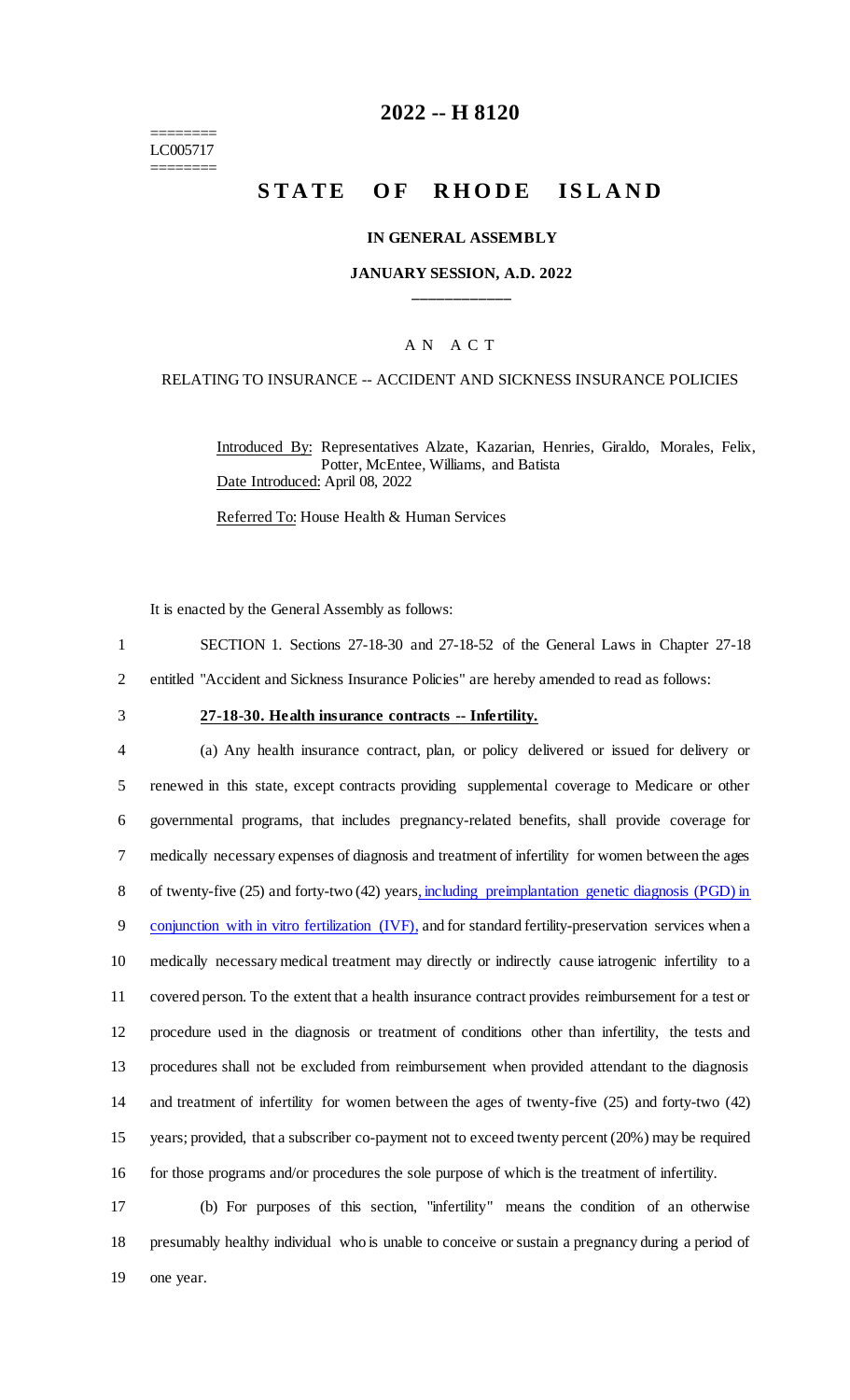========
LC005717
========

# 2022 -- H 8120

# STATE OF RHODE ISLAND

## IN GENERAL ASSEMBLY

### JANUARY SESSION, A.D. 2022

\_\_\_\_\_\_\_\_\_\_\_\_

## A N A C T

### RELATING TO INSURANCE -- ACCIDENT AND SICKNESS INSURANCE POLICIES

Introduced By: Representatives Alzate, Kazarian, Henries, Giraldo, Morales, Felix, Potter, McEntee, Williams, and Batista

Date Introduced: April 08, 2022

Referred To: House Health & Human Services

It is enacted by the General Assembly as follows:

1 SECTION 1. Sections 27-18-30 and 27-18-52 of the General Laws in Chapter 27-18
2 entitled "Accident and Sickness Insurance Policies" are hereby amended to read as follows:

3 **27-18-30. Health insurance contracts -- Infertility.**

4 (a) Any health insurance contract, plan, or policy delivered or issued for delivery or
5 renewed in this state, except contracts providing supplemental coverage to Medicare or other
6 governmental programs, that includes pregnancy-related benefits, shall provide coverage for
7 medically necessary expenses of diagnosis and treatment of infertility for women between the ages
8 of twenty-five (25) and forty-two (42) years, including preimplantation genetic diagnosis (PGD) in
9 conjunction with in vitro fertilization (IVF), and for standard fertility-preservation services when a
10 medically necessary medical treatment may directly or indirectly cause iatrogenic infertility to a
11 covered person. To the extent that a health insurance contract provides reimbursement for a test or
12 procedure used in the diagnosis or treatment of conditions other than infertility, the tests and
13 procedures shall not be excluded from reimbursement when provided attendant to the diagnosis
14 and treatment of infertility for women between the ages of twenty-five (25) and forty-two (42)
15 years; provided, that a subscriber co-payment not to exceed twenty percent (20%) may be required
16 for those programs and/or procedures the sole purpose of which is the treatment of infertility.

17 (b) For purposes of this section, "infertility" means the condition of an otherwise
18 presumably healthy individual who is unable to conceive or sustain a pregnancy during a period of
19 one year.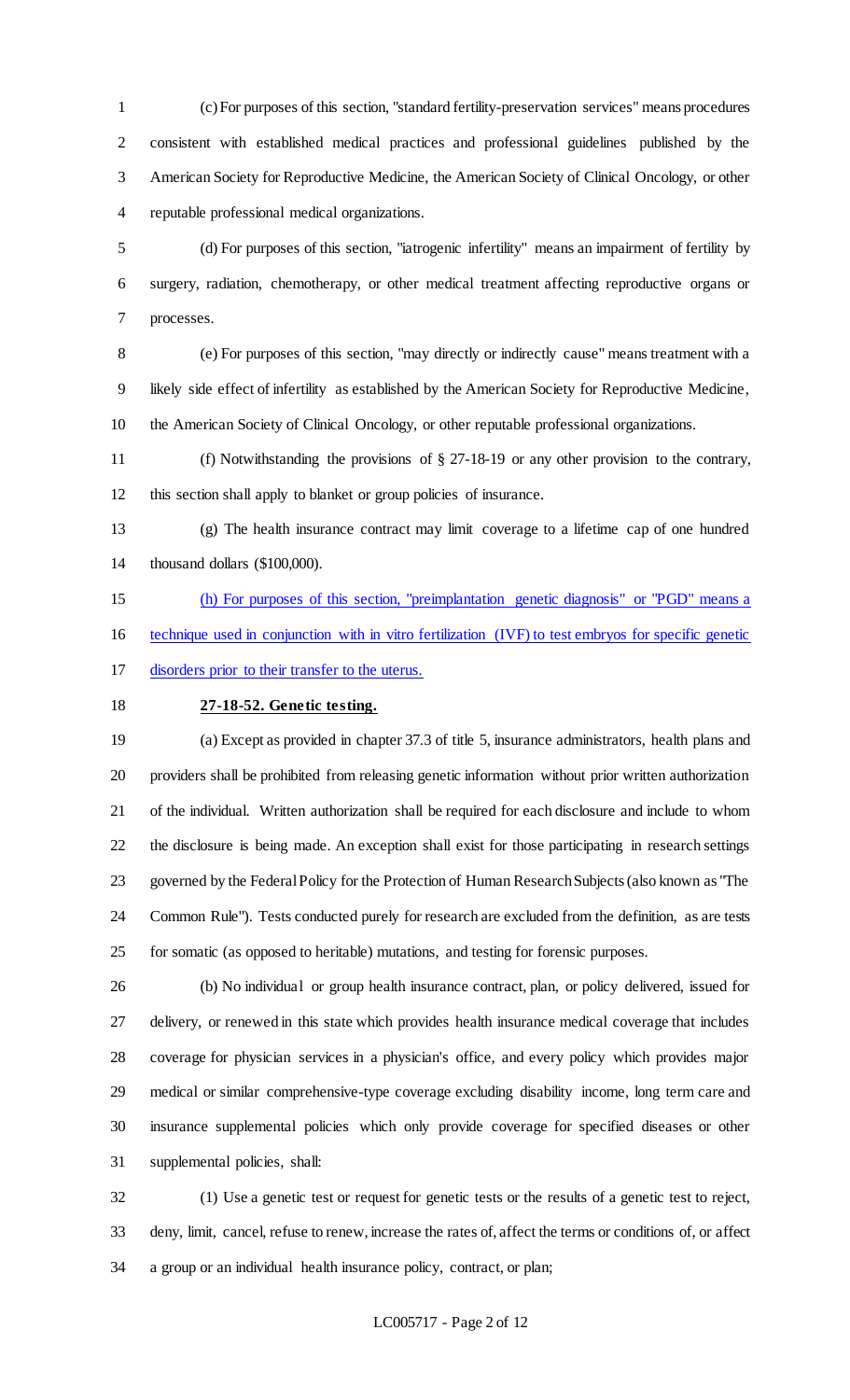(c) For purposes of this section, "standard fertility-preservation services" means procedures consistent with established medical practices and professional guidelines published by the American Society for Reproductive Medicine, the American Society of Clinical Oncology, or other reputable professional medical organizations.

(d) For purposes of this section, "iatrogenic infertility" means an impairment of fertility by surgery, radiation, chemotherapy, or other medical treatment affecting reproductive organs or processes.

(e) For purposes of this section, "may directly or indirectly cause" means treatment with a likely side effect of infertility as established by the American Society for Reproductive Medicine, the American Society of Clinical Oncology, or other reputable professional organizations.

(f) Notwithstanding the provisions of § 27-18-19 or any other provision to the contrary, this section shall apply to blanket or group policies of insurance.

(g) The health insurance contract may limit coverage to a lifetime cap of one hundred thousand dollars ($100,000).

(h) For purposes of this section, "preimplantation genetic diagnosis" or "PGD" means a technique used in conjunction with in vitro fertilization (IVF) to test embryos for specific genetic disorders prior to their transfer to the uterus.

**27-18-52. Genetic testing.**

(a) Except as provided in chapter 37.3 of title 5, insurance administrators, health plans and providers shall be prohibited from releasing genetic information without prior written authorization of the individual. Written authorization shall be required for each disclosure and include to whom the disclosure is being made. An exception shall exist for those participating in research settings governed by the Federal Policy for the Protection of Human Research Subjects (also known as "The Common Rule"). Tests conducted purely for research are excluded from the definition, as are tests for somatic (as opposed to heritable) mutations, and testing for forensic purposes.

(b) No individual or group health insurance contract, plan, or policy delivered, issued for delivery, or renewed in this state which provides health insurance medical coverage that includes coverage for physician services in a physician's office, and every policy which provides major medical or similar comprehensive-type coverage excluding disability income, long term care and insurance supplemental policies which only provide coverage for specified diseases or other supplemental policies, shall:

(1) Use a genetic test or request for genetic tests or the results of a genetic test to reject, deny, limit, cancel, refuse to renew, increase the rates of, affect the terms or conditions of, or affect a group or an individual health insurance policy, contract, or plan;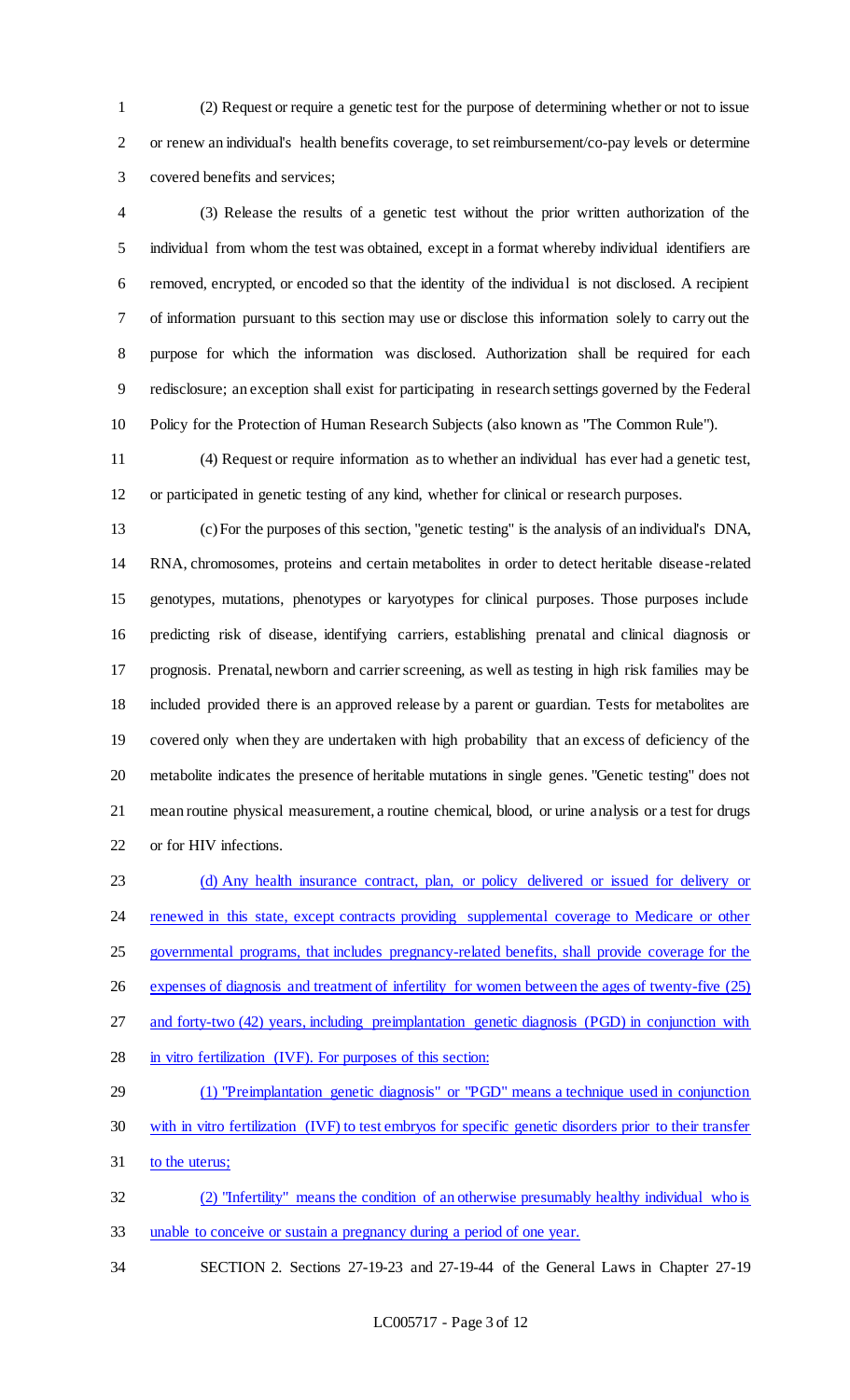(2) Request or require a genetic test for the purpose of determining whether or not to issue or renew an individual's health benefits coverage, to set reimbursement/co-pay levels or determine covered benefits and services;

(3) Release the results of a genetic test without the prior written authorization of the individual from whom the test was obtained, except in a format whereby individual identifiers are removed, encrypted, or encoded so that the identity of the individual is not disclosed. A recipient of information pursuant to this section may use or disclose this information solely to carry out the purpose for which the information was disclosed. Authorization shall be required for each redisclosure; an exception shall exist for participating in research settings governed by the Federal Policy for the Protection of Human Research Subjects (also known as "The Common Rule").

(4) Request or require information as to whether an individual has ever had a genetic test, or participated in genetic testing of any kind, whether for clinical or research purposes.

(c) For the purposes of this section, "genetic testing" is the analysis of an individual's DNA, RNA, chromosomes, proteins and certain metabolites in order to detect heritable disease-related genotypes, mutations, phenotypes or karyotypes for clinical purposes. Those purposes include predicting risk of disease, identifying carriers, establishing prenatal and clinical diagnosis or prognosis. Prenatal, newborn and carrier screening, as well as testing in high risk families may be included provided there is an approved release by a parent or guardian. Tests for metabolites are covered only when they are undertaken with high probability that an excess of deficiency of the metabolite indicates the presence of heritable mutations in single genes. "Genetic testing" does not mean routine physical measurement, a routine chemical, blood, or urine analysis or a test for drugs or for HIV infections.

(d) Any health insurance contract, plan, or policy delivered or issued for delivery or renewed in this state, except contracts providing supplemental coverage to Medicare or other governmental programs, that includes pregnancy-related benefits, shall provide coverage for the expenses of diagnosis and treatment of infertility for women between the ages of twenty-five (25) and forty-two (42) years, including preimplantation genetic diagnosis (PGD) in conjunction with in vitro fertilization (IVF). For purposes of this section:

(1) "Preimplantation genetic diagnosis" or "PGD" means a technique used in conjunction with in vitro fertilization (IVF) to test embryos for specific genetic disorders prior to their transfer to the uterus;

(2) "Infertility" means the condition of an otherwise presumably healthy individual who is unable to conceive or sustain a pregnancy during a period of one year.

SECTION 2. Sections 27-19-23 and 27-19-44 of the General Laws in Chapter 27-19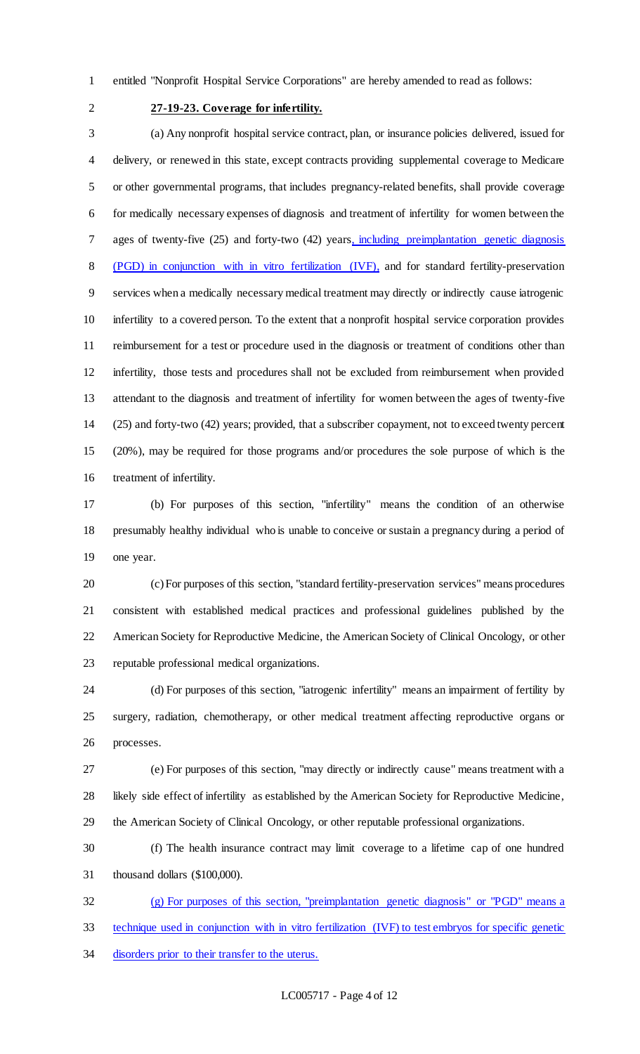entitled "Nonprofit Hospital Service Corporations" are hereby amended to read as follows:

**27-19-23. Coverage for infertility.**

(a) Any nonprofit hospital service contract, plan, or insurance policies delivered, issued for delivery, or renewed in this state, except contracts providing supplemental coverage to Medicare or other governmental programs, that includes pregnancy-related benefits, shall provide coverage for medically necessary expenses of diagnosis and treatment of infertility for women between the ages of twenty-five (25) and forty-two (42) years, including preimplantation genetic diagnosis (PGD) in conjunction with in vitro fertilization (IVF), and for standard fertility-preservation services when a medically necessary medical treatment may directly or indirectly cause iatrogenic infertility to a covered person. To the extent that a nonprofit hospital service corporation provides reimbursement for a test or procedure used in the diagnosis or treatment of conditions other than infertility, those tests and procedures shall not be excluded from reimbursement when provided attendant to the diagnosis and treatment of infertility for women between the ages of twenty-five (25) and forty-two (42) years; provided, that a subscriber copayment, not to exceed twenty percent (20%), may be required for those programs and/or procedures the sole purpose of which is the treatment of infertility.

(b) For purposes of this section, "infertility" means the condition of an otherwise presumably healthy individual who is unable to conceive or sustain a pregnancy during a period of one year.

(c) For purposes of this section, "standard fertility-preservation services" means procedures consistent with established medical practices and professional guidelines published by the American Society for Reproductive Medicine, the American Society of Clinical Oncology, or other reputable professional medical organizations.

(d) For purposes of this section, "iatrogenic infertility" means an impairment of fertility by surgery, radiation, chemotherapy, or other medical treatment affecting reproductive organs or processes.

(e) For purposes of this section, "may directly or indirectly cause" means treatment with a likely side effect of infertility as established by the American Society for Reproductive Medicine, the American Society of Clinical Oncology, or other reputable professional organizations.

(f) The health insurance contract may limit coverage to a lifetime cap of one hundred thousand dollars ($100,000).

(g) For purposes of this section, "preimplantation genetic diagnosis" or "PGD" means a technique used in conjunction with in vitro fertilization (IVF) to test embryos for specific genetic disorders prior to their transfer to the uterus.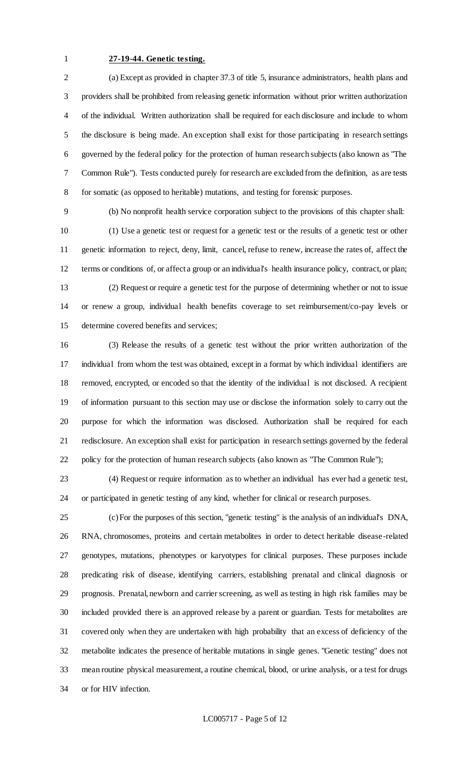**27-19-44. Genetic testing.**

(a) Except as provided in chapter 37.3 of title 5, insurance administrators, health plans and providers shall be prohibited from releasing genetic information without prior written authorization of the individual. Written authorization shall be required for each disclosure and include to whom the disclosure is being made. An exception shall exist for those participating in research settings governed by the federal policy for the protection of human research subjects (also known as "The Common Rule"). Tests conducted purely for research are excluded from the definition, as are tests for somatic (as opposed to heritable) mutations, and testing for forensic purposes.

(b) No nonprofit health service corporation subject to the provisions of this chapter shall:

(1) Use a genetic test or request for a genetic test or the results of a genetic test or other genetic information to reject, deny, limit, cancel, refuse to renew, increase the rates of, affect the terms or conditions of, or affect a group or an individual's health insurance policy, contract, or plan;

(2) Request or require a genetic test for the purpose of determining whether or not to issue or renew a group, individual health benefits coverage to set reimbursement/co-pay levels or determine covered benefits and services;

(3) Release the results of a genetic test without the prior written authorization of the individual from whom the test was obtained, except in a format by which individual identifiers are removed, encrypted, or encoded so that the identity of the individual is not disclosed. A recipient of information pursuant to this section may use or disclose the information solely to carry out the purpose for which the information was disclosed. Authorization shall be required for each redisclosure. An exception shall exist for participation in research settings governed by the federal policy for the protection of human research subjects (also known as "The Common Rule");

(4) Request or require information as to whether an individual has ever had a genetic test, or participated in genetic testing of any kind, whether for clinical or research purposes.

(c) For the purposes of this section, "genetic testing" is the analysis of an individual's DNA, RNA, chromosomes, proteins and certain metabolites in order to detect heritable disease-related genotypes, mutations, phenotypes or karyotypes for clinical purposes. These purposes include predicating risk of disease, identifying carriers, establishing prenatal and clinical diagnosis or prognosis. Prenatal, newborn and carrier screening, as well as testing in high risk families may be included provided there is an approved release by a parent or guardian. Tests for metabolites are covered only when they are undertaken with high probability that an excess of deficiency of the metabolite indicates the presence of heritable mutations in single genes. "Genetic testing" does not mean routine physical measurement, a routine chemical, blood, or urine analysis, or a test for drugs or for HIV infection.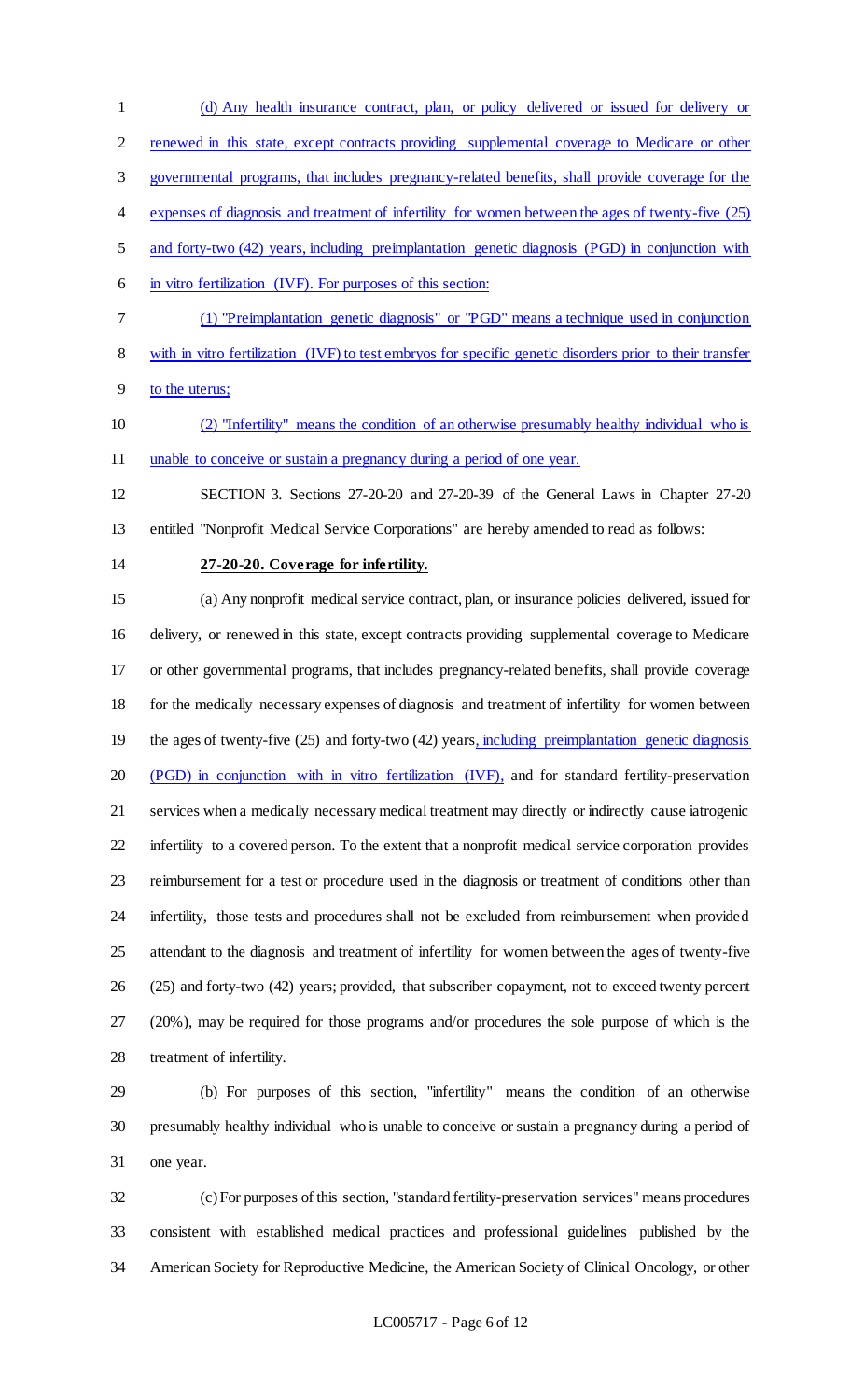(d) Any health insurance contract, plan, or policy delivered or issued for delivery or renewed in this state, except contracts providing supplemental coverage to Medicare or other governmental programs, that includes pregnancy-related benefits, shall provide coverage for the expenses of diagnosis and treatment of infertility for women between the ages of twenty-five (25) and forty-two (42) years, including preimplantation genetic diagnosis (PGD) in conjunction with in vitro fertilization (IVF). For purposes of this section:

(1) "Preimplantation genetic diagnosis" or "PGD" means a technique used in conjunction with in vitro fertilization (IVF) to test embryos for specific genetic disorders prior to their transfer to the uterus;

(2) "Infertility" means the condition of an otherwise presumably healthy individual who is unable to conceive or sustain a pregnancy during a period of one year.

SECTION 3. Sections 27-20-20 and 27-20-39 of the General Laws in Chapter 27-20 entitled "Nonprofit Medical Service Corporations" are hereby amended to read as follows:

**27-20-20. Coverage for infertility.**

(a) Any nonprofit medical service contract, plan, or insurance policies delivered, issued for delivery, or renewed in this state, except contracts providing supplemental coverage to Medicare or other governmental programs, that includes pregnancy-related benefits, shall provide coverage for the medically necessary expenses of diagnosis and treatment of infertility for women between the ages of twenty-five (25) and forty-two (42) years, including preimplantation genetic diagnosis (PGD) in conjunction with in vitro fertilization (IVF), and for standard fertility-preservation services when a medically necessary medical treatment may directly or indirectly cause iatrogenic infertility to a covered person. To the extent that a nonprofit medical service corporation provides reimbursement for a test or procedure used in the diagnosis or treatment of conditions other than infertility, those tests and procedures shall not be excluded from reimbursement when provided attendant to the diagnosis and treatment of infertility for women between the ages of twenty-five (25) and forty-two (42) years; provided, that subscriber copayment, not to exceed twenty percent (20%), may be required for those programs and/or procedures the sole purpose of which is the treatment of infertility.

(b) For purposes of this section, "infertility" means the condition of an otherwise presumably healthy individual who is unable to conceive or sustain a pregnancy during a period of one year.

(c) For purposes of this section, "standard fertility-preservation services" means procedures consistent with established medical practices and professional guidelines published by the American Society for Reproductive Medicine, the American Society of Clinical Oncology, or other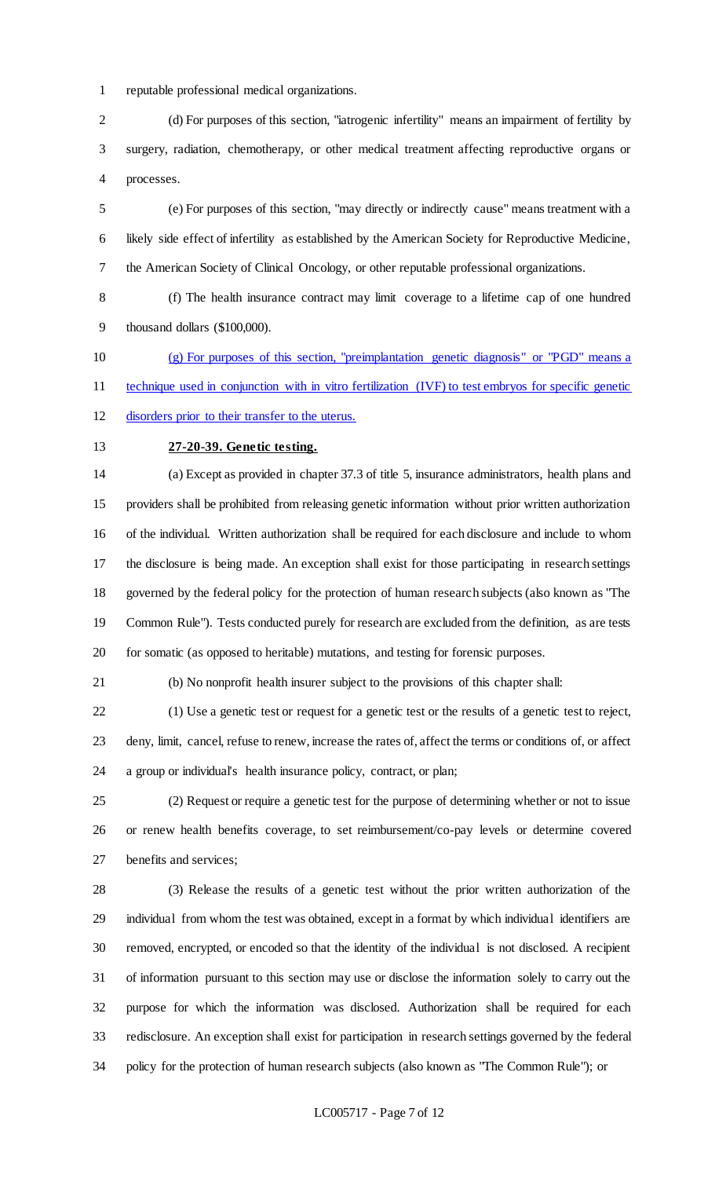reputable professional medical organizations.

(d) For purposes of this section, "iatrogenic infertility" means an impairment of fertility by surgery, radiation, chemotherapy, or other medical treatment affecting reproductive organs or processes.

(e) For purposes of this section, "may directly or indirectly cause" means treatment with a likely side effect of infertility as established by the American Society for Reproductive Medicine, the American Society of Clinical Oncology, or other reputable professional organizations.

(f) The health insurance contract may limit coverage to a lifetime cap of one hundred thousand dollars ($100,000).

<u>(g) For purposes of this section, "preimplantation genetic diagnosis" or "PGD" means a technique used in conjunction with in vitro fertilization (IVF) to test embryos for specific genetic disorders prior to their transfer to the uterus.</u>

**27-20-39. Genetic testing.**

(a) Except as provided in chapter 37.3 of title 5, insurance administrators, health plans and providers shall be prohibited from releasing genetic information without prior written authorization of the individual. Written authorization shall be required for each disclosure and include to whom the disclosure is being made. An exception shall exist for those participating in research settings governed by the federal policy for the protection of human research subjects (also known as "The Common Rule"). Tests conducted purely for research are excluded from the definition, as are tests for somatic (as opposed to heritable) mutations, and testing for forensic purposes.

(b) No nonprofit health insurer subject to the provisions of this chapter shall:

(1) Use a genetic test or request for a genetic test or the results of a genetic test to reject, deny, limit, cancel, refuse to renew, increase the rates of, affect the terms or conditions of, or affect a group or individual's health insurance policy, contract, or plan;

(2) Request or require a genetic test for the purpose of determining whether or not to issue or renew health benefits coverage, to set reimbursement/co-pay levels or determine covered benefits and services;

(3) Release the results of a genetic test without the prior written authorization of the individual from whom the test was obtained, except in a format by which individual identifiers are removed, encrypted, or encoded so that the identity of the individual is not disclosed. A recipient of information pursuant to this section may use or disclose the information solely to carry out the purpose for which the information was disclosed. Authorization shall be required for each redisclosure. An exception shall exist for participation in research settings governed by the federal policy for the protection of human research subjects (also known as "The Common Rule"); or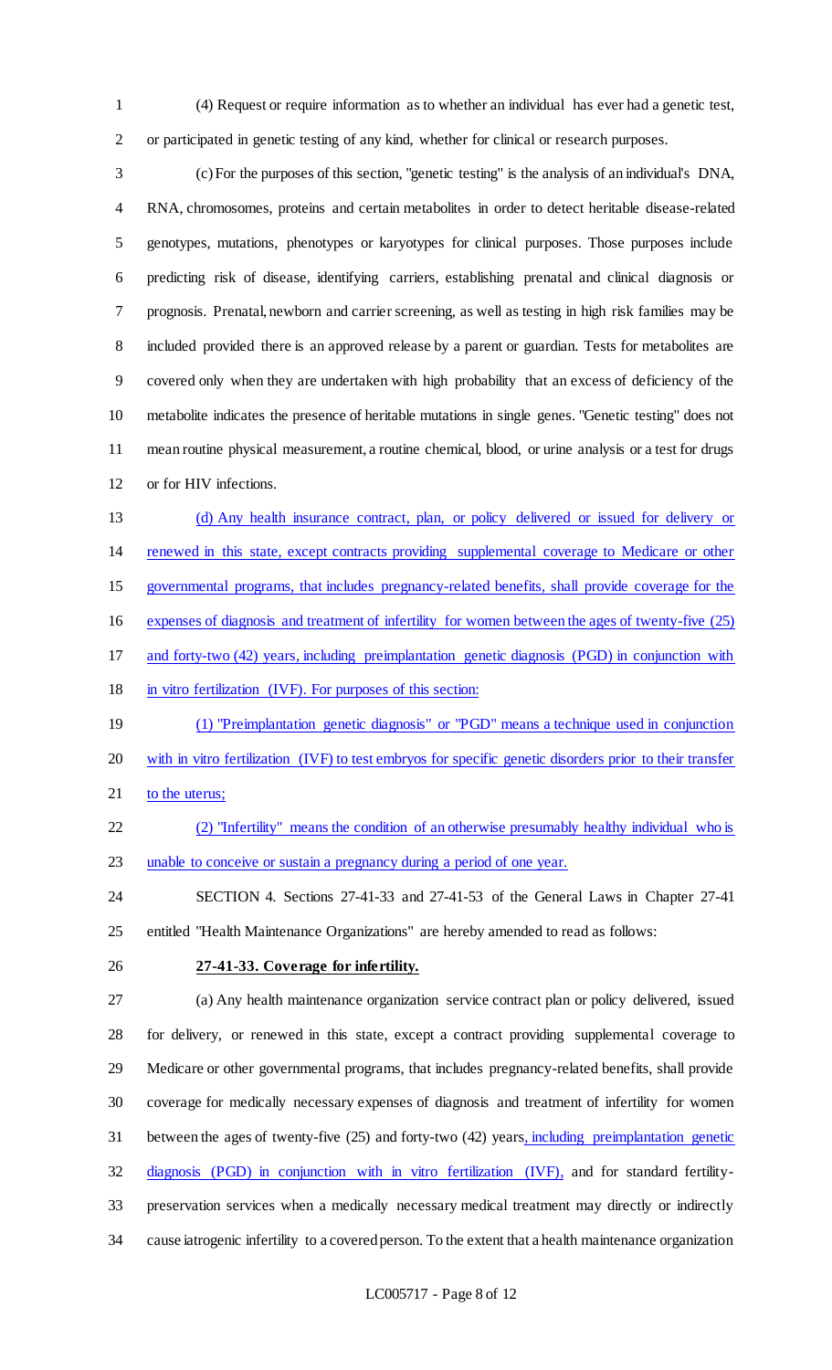(4) Request or require information as to whether an individual has ever had a genetic test, or participated in genetic testing of any kind, whether for clinical or research purposes.

(c) For the purposes of this section, "genetic testing" is the analysis of an individual's DNA, RNA, chromosomes, proteins and certain metabolites in order to detect heritable disease-related genotypes, mutations, phenotypes or karyotypes for clinical purposes. Those purposes include predicting risk of disease, identifying carriers, establishing prenatal and clinical diagnosis or prognosis. Prenatal, newborn and carrier screening, as well as testing in high risk families may be included provided there is an approved release by a parent or guardian. Tests for metabolites are covered only when they are undertaken with high probability that an excess of deficiency of the metabolite indicates the presence of heritable mutations in single genes. "Genetic testing" does not mean routine physical measurement, a routine chemical, blood, or urine analysis or a test for drugs or for HIV infections.

<u>(d) Any health insurance contract, plan, or policy delivered or issued for delivery or renewed in this state, except contracts providing supplemental coverage to Medicare or other governmental programs, that includes pregnancy-related benefits, shall provide coverage for the expenses of diagnosis and treatment of infertility for women between the ages of twenty-five (25) and forty-two (42) years, including preimplantation genetic diagnosis (PGD) in conjunction with in vitro fertilization (IVF). For purposes of this section:</u>

<u>(1) "Preimplantation genetic diagnosis" or "PGD" means a technique used in conjunction with in vitro fertilization (IVF) to test embryos for specific genetic disorders prior to their transfer to the uterus;</u>

<u>(2) "Infertility" means the condition of an otherwise presumably healthy individual who is unable to conceive or sustain a pregnancy during a period of one year.</u>

SECTION 4. Sections 27-41-33 and 27-41-53 of the General Laws in Chapter 27-41 entitled "Health Maintenance Organizations" are hereby amended to read as follows:

**27-41-33. Coverage for infertility.**

(a) Any health maintenance organization service contract plan or policy delivered, issued for delivery, or renewed in this state, except a contract providing supplemental coverage to Medicare or other governmental programs, that includes pregnancy-related benefits, shall provide coverage for medically necessary expenses of diagnosis and treatment of infertility for women between the ages of twenty-five (25) and forty-two (42) years<u>, including preimplantation genetic diagnosis (PGD) in conjunction with in vitro fertilization (IVF),</u> and for standard fertility-preservation services when a medically necessary medical treatment may directly or indirectly cause iatrogenic infertility to a covered person. To the extent that a health maintenance organization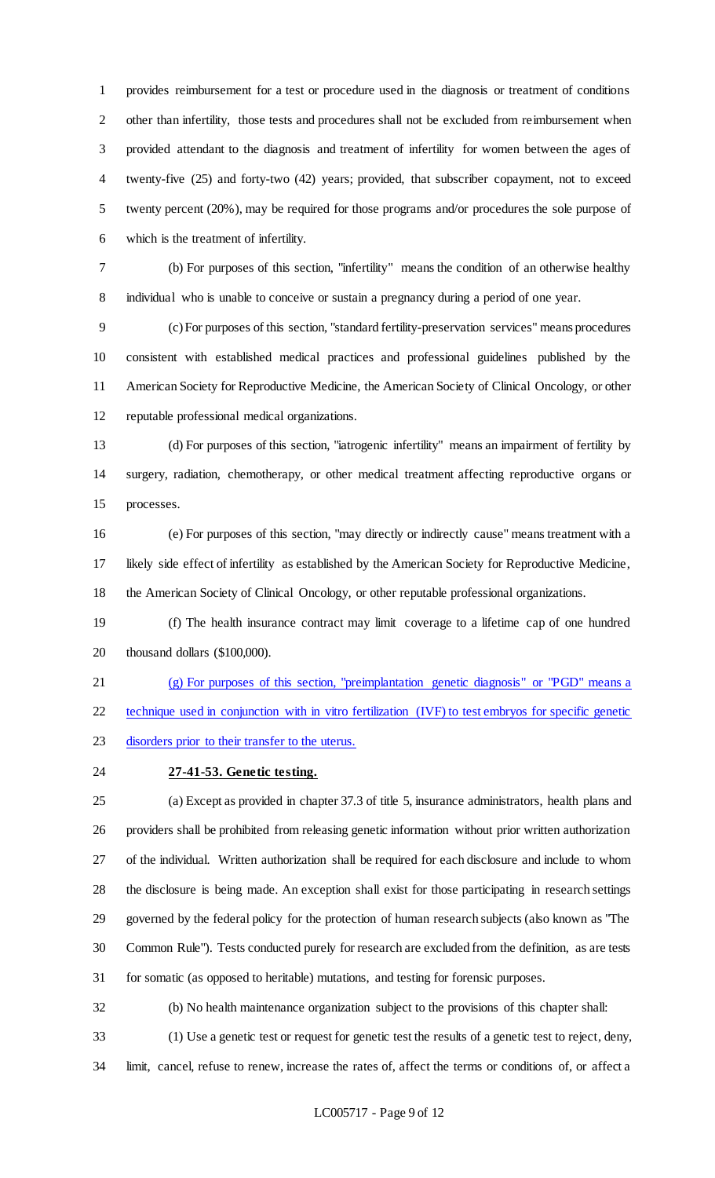provides reimbursement for a test or procedure used in the diagnosis or treatment of conditions other than infertility, those tests and procedures shall not be excluded from reimbursement when provided attendant to the diagnosis and treatment of infertility for women between the ages of twenty-five (25) and forty-two (42) years; provided, that subscriber copayment, not to exceed twenty percent (20%), may be required for those programs and/or procedures the sole purpose of which is the treatment of infertility.

(b) For purposes of this section, "infertility" means the condition of an otherwise healthy individual who is unable to conceive or sustain a pregnancy during a period of one year.

(c) For purposes of this section, "standard fertility-preservation services" means procedures consistent with established medical practices and professional guidelines published by the American Society for Reproductive Medicine, the American Society of Clinical Oncology, or other reputable professional medical organizations.

(d) For purposes of this section, "iatrogenic infertility" means an impairment of fertility by surgery, radiation, chemotherapy, or other medical treatment affecting reproductive organs or processes.

(e) For purposes of this section, "may directly or indirectly cause" means treatment with a likely side effect of infertility as established by the American Society for Reproductive Medicine, the American Society of Clinical Oncology, or other reputable professional organizations.

(f) The health insurance contract may limit coverage to a lifetime cap of one hundred thousand dollars ($100,000).

(g) For purposes of this section, "preimplantation genetic diagnosis" or "PGD" means a technique used in conjunction with in vitro fertilization (IVF) to test embryos for specific genetic disorders prior to their transfer to the uterus.

**27-41-53. Genetic testing.**

(a) Except as provided in chapter 37.3 of title 5, insurance administrators, health plans and providers shall be prohibited from releasing genetic information without prior written authorization of the individual. Written authorization shall be required for each disclosure and include to whom the disclosure is being made. An exception shall exist for those participating in research settings governed by the federal policy for the protection of human research subjects (also known as "The Common Rule"). Tests conducted purely for research are excluded from the definition, as are tests for somatic (as opposed to heritable) mutations, and testing for forensic purposes.

(b) No health maintenance organization subject to the provisions of this chapter shall:

(1) Use a genetic test or request for genetic test the results of a genetic test to reject, deny, limit, cancel, refuse to renew, increase the rates of, affect the terms or conditions of, or affect a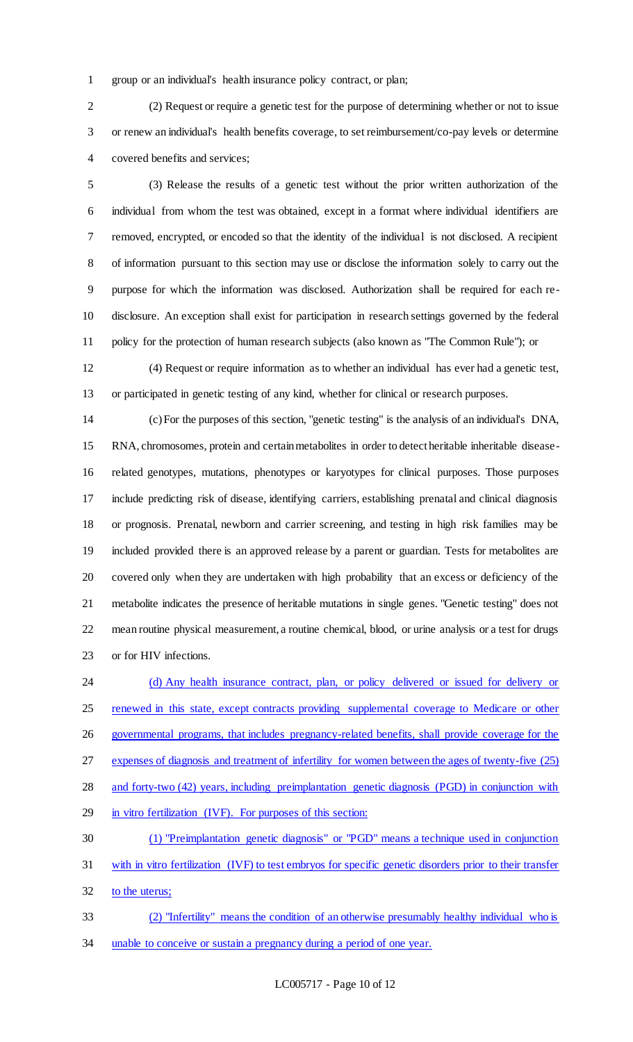group or an individual's health insurance policy contract, or plan;

(2) Request or require a genetic test for the purpose of determining whether or not to issue or renew an individual's health benefits coverage, to set reimbursement/co-pay levels or determine covered benefits and services;

(3) Release the results of a genetic test without the prior written authorization of the individual from whom the test was obtained, except in a format where individual identifiers are removed, encrypted, or encoded so that the identity of the individual is not disclosed. A recipient of information pursuant to this section may use or disclose the information solely to carry out the purpose for which the information was disclosed. Authorization shall be required for each re-disclosure. An exception shall exist for participation in research settings governed by the federal policy for the protection of human research subjects (also known as "The Common Rule"); or

(4) Request or require information as to whether an individual has ever had a genetic test, or participated in genetic testing of any kind, whether for clinical or research purposes.

(c) For the purposes of this section, "genetic testing" is the analysis of an individual's DNA, RNA, chromosomes, protein and certain metabolites in order to detect heritable inheritable disease-related genotypes, mutations, phenotypes or karyotypes for clinical purposes. Those purposes include predicting risk of disease, identifying carriers, establishing prenatal and clinical diagnosis or prognosis. Prenatal, newborn and carrier screening, and testing in high risk families may be included provided there is an approved release by a parent or guardian. Tests for metabolites are covered only when they are undertaken with high probability that an excess or deficiency of the metabolite indicates the presence of heritable mutations in single genes. "Genetic testing" does not mean routine physical measurement, a routine chemical, blood, or urine analysis or a test for drugs or for HIV infections.

<u>(d) Any health insurance contract, plan, or policy delivered or issued for delivery or renewed in this state, except contracts providing supplemental coverage to Medicare or other governmental programs, that includes pregnancy-related benefits, shall provide coverage for the expenses of diagnosis and treatment of infertility for women between the ages of twenty-five (25) and forty-two (42) years, including preimplantation genetic diagnosis (PGD) in conjunction with in vitro fertilization (IVF). For purposes of this section:</u>

<u>(1) "Preimplantation genetic diagnosis" or "PGD" means a technique used in conjunction with in vitro fertilization (IVF) to test embryos for specific genetic disorders prior to their transfer to the uterus;</u>

<u>(2) "Infertility" means the condition of an otherwise presumably healthy individual who is unable to conceive or sustain a pregnancy during a period of one year.</u>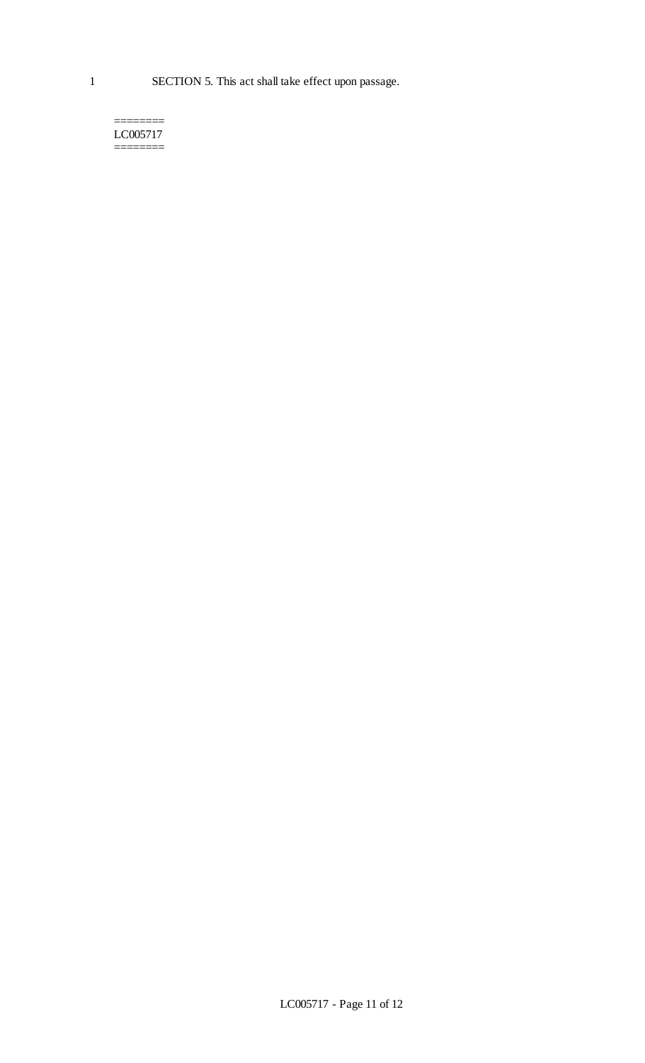SECTION 5. This act shall take effect upon passage.

========
LC005717
========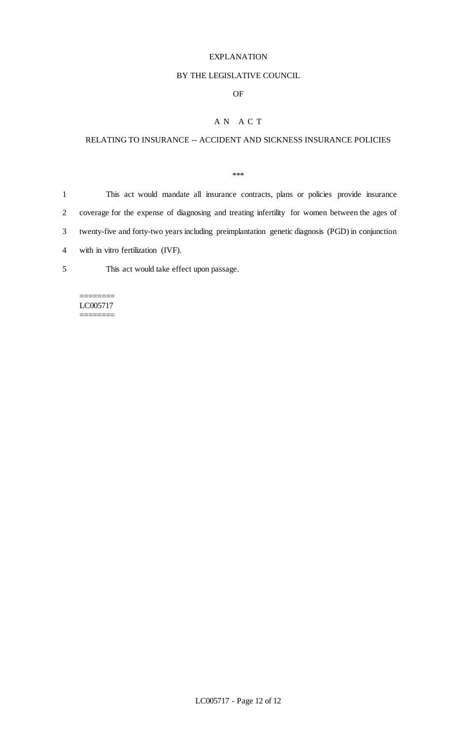EXPLANATION

BY THE LEGISLATIVE COUNCIL

OF

A N  A C T

RELATING TO INSURANCE -- ACCIDENT AND SICKNESS INSURANCE POLICIES

\*\*\*

1 This act would mandate all insurance contracts, plans or policies provide insurance
2 coverage for the expense of diagnosing and treating infertility for women between the ages of
3 twenty-five and forty-two years including preimplantation genetic diagnosis (PGD) in conjunction
4 with in vitro fertilization (IVF).

5 This act would take effect upon passage.

========
LC005717
========